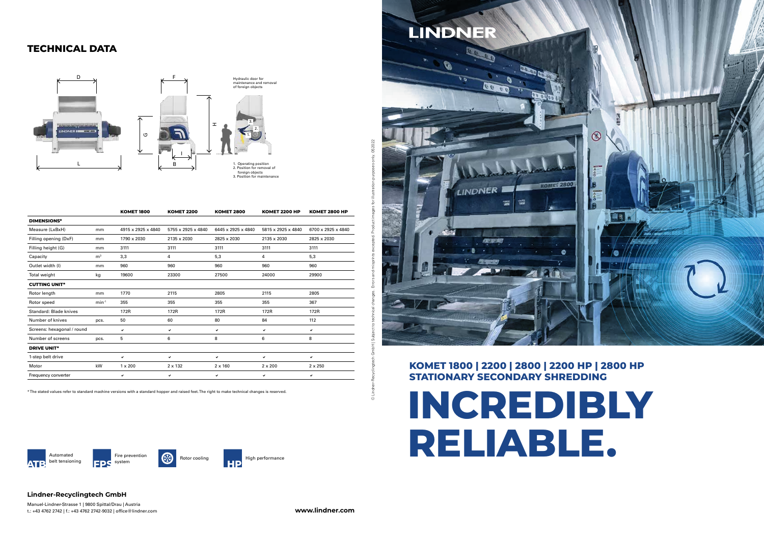## TECHNICAL DATA

Hydraulic door for maintenance and removal of foreign objects

1. Operating position
2. Position for removal of foreign objects
3. Position for maintenance

| | | KOMET 1800 | KOMET 2200 | KOMET 2800 | KOMET 2200 HP | KOMET 2800 HP |
|---|---|---|---|---|---|---|
| **DIMENSIONS*** | | | | | | |
| Measure (LxBxH) | mm | 4915 x 2925 x 4840 | 5755 x 2925 x 4840 | 6445 x 2925 x 4840 | 5815 x 2925 x 4840 | 6700 x 2925 x 4840 |
| Filling opening (DxF) | mm | 1790 x 2030 | 2135 x 2030 | 2825 x 2030 | 2135 x 2030 | 2825 x 2030 |
| Filling height (G) | mm | 3111 | 3111 | 3111 | 3111 | 3111 |
| Capacity | m³ | 3,3 | 4 | 5,3 | 4 | 5,3 |
| Outlet width (I) | mm | 960 | 960 | 960 | 960 | 960 |
| Total weight | kg | 19600 | 23300 | 27500 | 24000 | 29900 |
| **CUTTING UNIT*** | | | | | | |
| Rotor length | mm | 1770 | 2115 | 2805 | 2115 | 2805 |
| Rotor speed | min⁻¹ | 355 | 355 | 355 | 355 | 367 |
| Standard: Blade knives | | 172R | 172R | 172R | 172R | 172R |
| Number of knives | pcs. | 50 | 60 | 80 | 84 | 112 |
| Screens: hexagonal / round | | ✔ | ✔ | ✔ | ✔ | ✔ |
| Number of screens | pcs. | 5 | 6 | 8 | 6 | 8 |
| **DRIVE UNIT*** | | | | | | |
| 1-step belt drive | | ✔ | ✔ | ✔ | ✔ | ✔ |
| Motor | kW | 1 x 200 | 2 x 132 | 2 x 160 | 2 x 200 | 2 x 250 |
| Frequency converter | | ✔ | ✔ | ✔ | ✔ | ✔ |

* The stated values refer to standard machine versions with a standard hopper and raised feet. The right to make technical changes is reserved.

ATB Automated belt tensioning

FPS Fire prevention system

Rotor cooling

HP High performance

**Lindner-Recyclingtech GmbH**

Manuel-Lindner-Strasse 1 | 9800 Spittal/Drau | Austria
t.: +43 4762 2742 | f.: +43 4762 2742-9032 | office@lindner.com

**www.lindner.com**

© Lindner-Recyclingtech GmbH | Subject to technical changes. Errors and misprints excepted. Product images for illustration purposes only. 05/2022

LINDNER

## KOMET 1800 | 2200 | 2800 | 2200 HP | 2800 HP
## STATIONARY SECONDARY SHREDDING

# INCREDIBLY RELIABLE.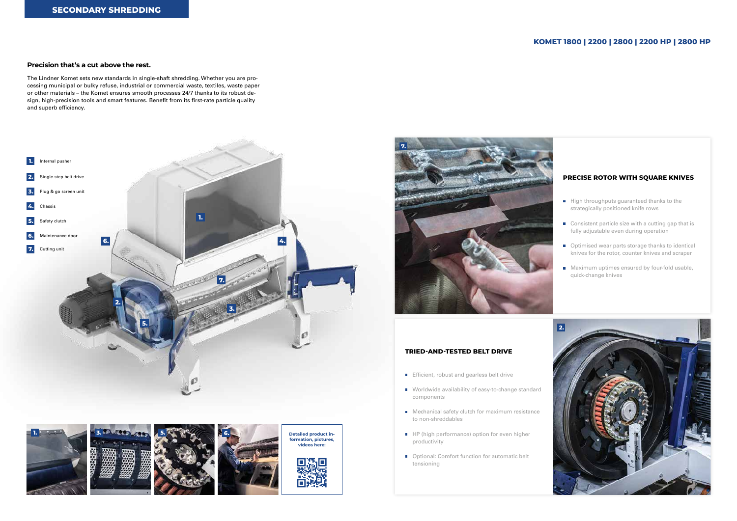SECONDARY SHREDDING

## KOMET 1800 | 2200 | 2800 | 2200 HP | 2800 HP

### Precision that's a cut above the rest.

The Lindner Komet sets new standards in single-shaft shredding. Whether you are processing municipal or bulky refuse, industrial or commercial waste, textiles, waste paper or other materials – the Komet ensures smooth processes 24/7 thanks to its robust design, high-precision tools and smart features. Benefit from its first-rate particle quality and superb efficiency.

1. Internal pusher
2. Single-step belt drive
3. Plug & go screen unit
4. Chassis
5. Safety clutch
6. Maintenance door
7. Cutting unit

Detailed product information, pictures, videos here:

### PRECISE ROTOR WITH SQUARE KNIVES

- High throughputs guaranteed thanks to the strategically positioned knife rows
- Consistent particle size with a cutting gap that is fully adjustable even during operation
- Optimised wear parts storage thanks to identical knives for the rotor, counter knives and scraper
- Maximum uptimes ensured by four-fold usable, quick-change knives

### TRIED-AND-TESTED BELT DRIVE

- Efficient, robust and gearless belt drive
- Worldwide availability of easy-to-change standard components
- Mechanical safety clutch for maximum resistance to non-shreddables
- HP (high performance) option for even higher productivity
- Optional: Comfort function for automatic belt tensioning